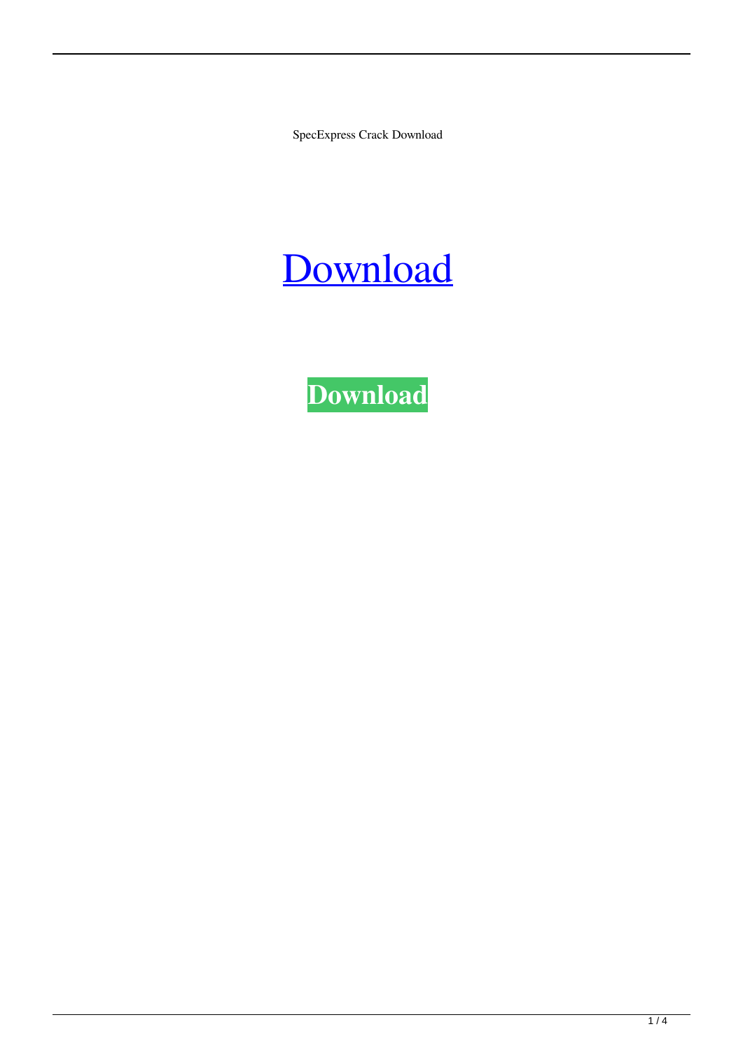SpecExpress Crack Download

Download

**Download**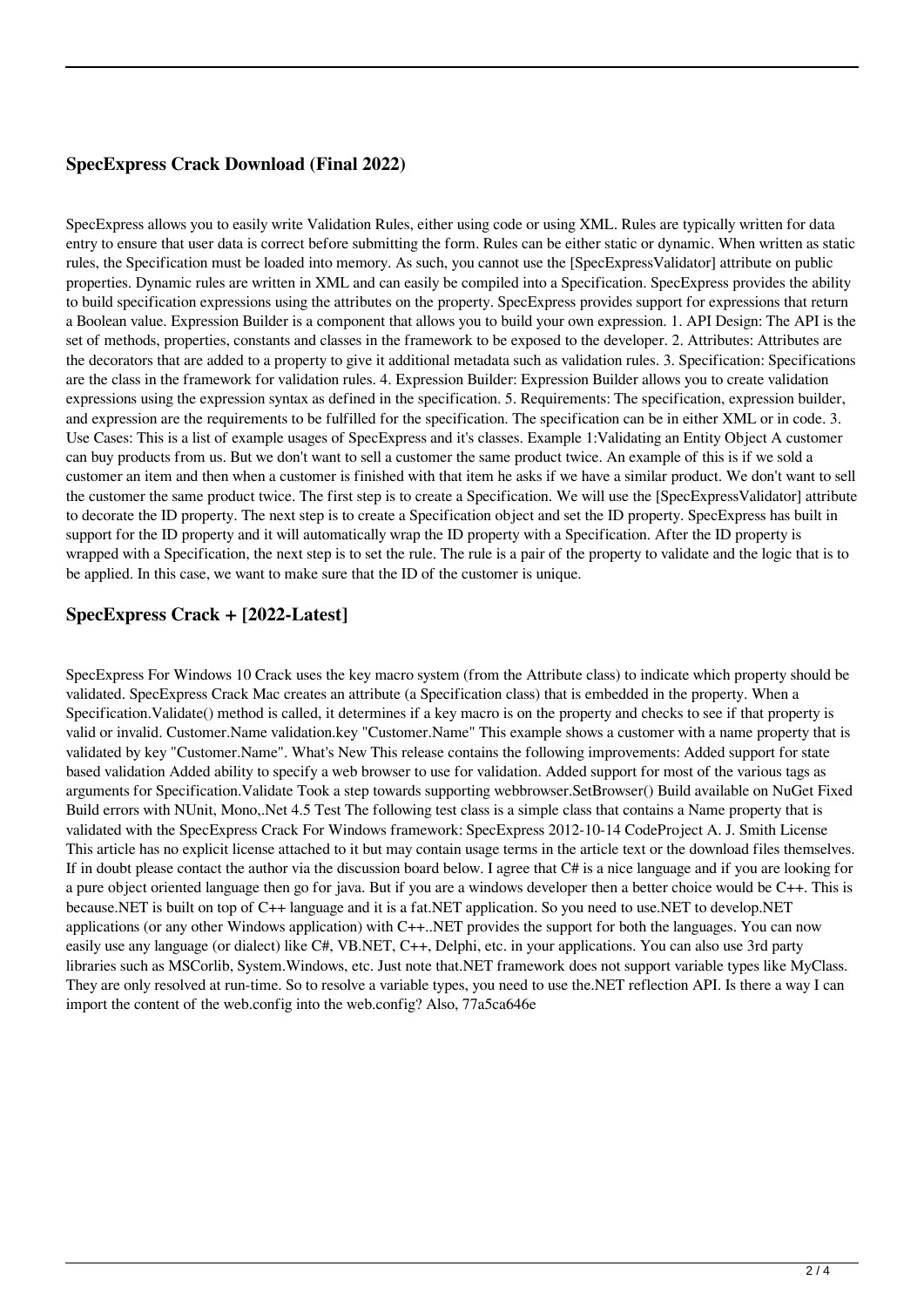## SpecExpress Crack Download (Final 2022)

SpecExpress allows you to easily write Validation Rules, either using code or using XML. Rules are typically written for data entry to ensure that user data is correct before submitting the form. Rules can be either static or dynamic. When written as static rules, the Specification must be loaded into memory. As such, you cannot use the [SpecExpressValidator] attribute on public properties. Dynamic rules are written in XML and can easily be compiled into a Specification. SpecExpress provides the ability to build specification expressions using the attributes on the property. SpecExpress provides support for expressions that return a Boolean value. Expression Builder is a component that allows you to build your own expression. 1. API Design: The API is the set of methods, properties, constants and classes in the framework to be exposed to the developer. 2. Attributes: Attributes are the decorators that are added to a property to give it additional metadata such as validation rules. 3. Specification: Specifications are the class in the framework for validation rules. 4. Expression Builder: Expression Builder allows you to create validation expressions using the expression syntax as defined in the specification. 5. Requirements: The specification, expression builder, and expression are the requirements to be fulfilled for the specification. The specification can be in either XML or in code. 3. Use Cases: This is a list of example usages of SpecExpress and it's classes. Example 1:Validating an Entity Object A customer can buy products from us. But we don't want to sell a customer the same product twice. An example of this is if we sold a customer an item and then when a customer is finished with that item he asks if we have a similar product. We don't want to sell the customer the same product twice. The first step is to create a Specification. We will use the [SpecExpressValidator] attribute to decorate the ID property. The next step is to create a Specification object and set the ID property. SpecExpress has built in support for the ID property and it will automatically wrap the ID property with a Specification. After the ID property is wrapped with a Specification, the next step is to set the rule. The rule is a pair of the property to validate and the logic that is to be applied. In this case, we want to make sure that the ID of the customer is unique.

## SpecExpress Crack + [2022-Latest]

SpecExpress For Windows 10 Crack uses the key macro system (from the Attribute class) to indicate which property should be validated. SpecExpress Crack Mac creates an attribute (a Specification class) that is embedded in the property. When a Specification.Validate() method is called, it determines if a key macro is on the property and checks to see if that property is valid or invalid. Customer.Name validation.key "Customer.Name" This example shows a customer with a name property that is validated by key "Customer.Name". What's New This release contains the following improvements: Added support for state based validation Added ability to specify a web browser to use for validation. Added support for most of the various tags as arguments for Specification.Validate Took a step towards supporting webbrowser.SetBrowser() Build available on NuGet Fixed Build errors with NUnit, Mono,.Net 4.5 Test The following test class is a simple class that contains a Name property that is validated with the SpecExpress Crack For Windows framework: SpecExpress 2012-10-14 CodeProject A. J. Smith License This article has no explicit license attached to it but may contain usage terms in the article text or the download files themselves. If in doubt please contact the author via the discussion board below. I agree that C# is a nice language and if you are looking for a pure object oriented language then go for java. But if you are a windows developer then a better choice would be C++. This is because.NET is built on top of C++ language and it is a fat.NET application. So you need to use.NET to develop.NET applications (or any other Windows application) with C++..NET provides the support for both the languages. You can now easily use any language (or dialect) like C#, VB.NET, C++, Delphi, etc. in your applications. You can also use 3rd party libraries such as MSCorlib, System.Windows, etc. Just note that.NET framework does not support variable types like MyClass. They are only resolved at run-time. So to resolve a variable types, you need to use the.NET reflection API. Is there a way I can import the content of the web.config into the web.config? Also, 77a5ca646e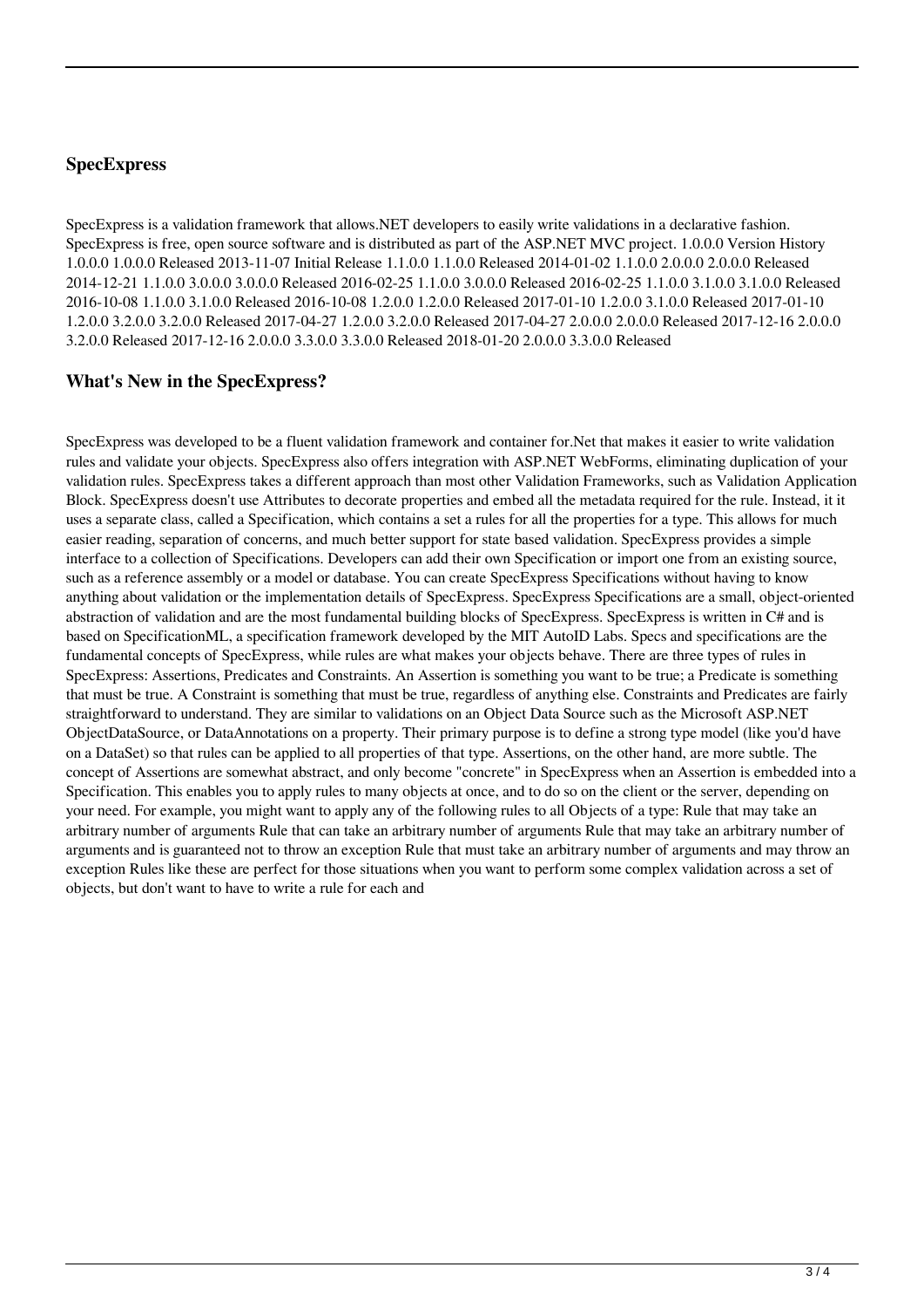## SpecExpress

SpecExpress is a validation framework that allows.NET developers to easily write validations in a declarative fashion. SpecExpress is free, open source software and is distributed as part of the ASP.NET MVC project. 1.0.0.0 Version History 1.0.0.0 1.0.0.0 Released 2013-11-07 Initial Release 1.1.0.0 1.1.0.0 Released 2014-01-02 1.1.0.0 2.0.0.0 2.0.0.0 Released 2014-12-21 1.1.0.0 3.0.0.0 3.0.0.0 Released 2016-02-25 1.1.0.0 3.0.0.0 Released 2016-02-25 1.1.0.0 3.1.0.0 3.1.0.0 Released 2016-10-08 1.1.0.0 3.1.0.0 Released 2016-10-08 1.2.0.0 1.2.0.0 Released 2017-01-10 1.2.0.0 3.1.0.0 Released 2017-01-10 1.2.0.0 3.2.0.0 3.2.0.0 Released 2017-04-27 1.2.0.0 3.2.0.0 Released 2017-04-27 2.0.0.0 2.0.0.0 Released 2017-12-16 2.0.0.0 3.2.0.0 Released 2017-12-16 2.0.0.0 3.3.0.0 3.3.0.0 Released 2018-01-20 2.0.0.0 3.3.0.0 Released

## What's New in the SpecExpress?

SpecExpress was developed to be a fluent validation framework and container for.Net that makes it easier to write validation rules and validate your objects. SpecExpress also offers integration with ASP.NET WebForms, eliminating duplication of your validation rules. SpecExpress takes a different approach than most other Validation Frameworks, such as Validation Application Block. SpecExpress doesn't use Attributes to decorate properties and embed all the metadata required for the rule. Instead, it it uses a separate class, called a Specification, which contains a set a rules for all the properties for a type. This allows for much easier reading, separation of concerns, and much better support for state based validation. SpecExpress provides a simple interface to a collection of Specifications. Developers can add their own Specification or import one from an existing source, such as a reference assembly or a model or database. You can create SpecExpress Specifications without having to know anything about validation or the implementation details of SpecExpress. SpecExpress Specifications are a small, object-oriented abstraction of validation and are the most fundamental building blocks of SpecExpress. SpecExpress is written in C# and is based on SpecificationML, a specification framework developed by the MIT AutoID Labs. Specs and specifications are the fundamental concepts of SpecExpress, while rules are what makes your objects behave. There are three types of rules in SpecExpress: Assertions, Predicates and Constraints. An Assertion is something you want to be true; a Predicate is something that must be true. A Constraint is something that must be true, regardless of anything else. Constraints and Predicates are fairly straightforward to understand. They are similar to validations on an Object Data Source such as the Microsoft ASP.NET ObjectDataSource, or DataAnnotations on a property. Their primary purpose is to define a strong type model (like you'd have on a DataSet) so that rules can be applied to all properties of that type. Assertions, on the other hand, are more subtle. The concept of Assertions are somewhat abstract, and only become "concrete" in SpecExpress when an Assertion is embedded into a Specification. This enables you to apply rules to many objects at once, and to do so on the client or the server, depending on your need. For example, you might want to apply any of the following rules to all Objects of a type: Rule that may take an arbitrary number of arguments Rule that can take an arbitrary number of arguments Rule that may take an arbitrary number of arguments and is guaranteed not to throw an exception Rule that must take an arbitrary number of arguments and may throw an exception Rules like these are perfect for those situations when you want to perform some complex validation across a set of objects, but don't want to have to write a rule for each and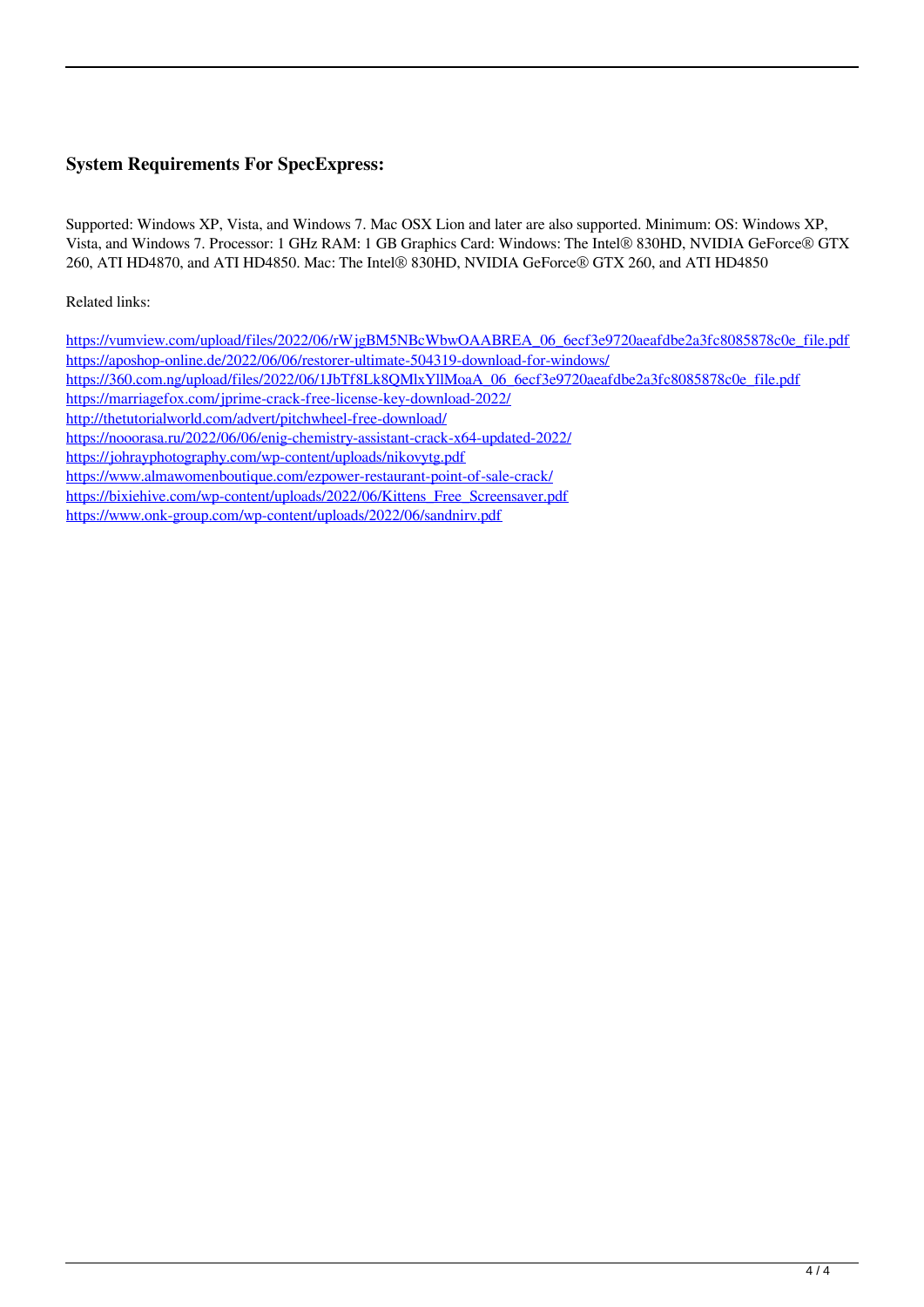### System Requirements For SpecExpress:

Supported: Windows XP, Vista, and Windows 7. Mac OSX Lion and later are also supported. Minimum: OS: Windows XP, Vista, and Windows 7. Processor: 1 GHz RAM: 1 GB Graphics Card: Windows: The Intel® 830HD, NVIDIA GeForce® GTX 260, ATI HD4870, and ATI HD4850. Mac: The Intel® 830HD, NVIDIA GeForce® GTX 260, and ATI HD4850

Related links:

https://vumview.com/upload/files/2022/06/rWjgBM5NBcWbwOAABREA_06_6ecf3e9720aeafdbe2a3fc8085878c0e_file.pdf
https://aposhop-online.de/2022/06/06/restorer-ultimate-504319-download-for-windows/
https://360.com.ng/upload/files/2022/06/1JbTf8Lk8QMlxYllMoaA_06_6ecf3e9720aeafdbe2a3fc8085878c0e_file.pdf
https://marriagefox.com/jprime-crack-free-license-key-download-2022/
http://thetutorialworld.com/advert/pitchwheel-free-download/
https://nooorasa.ru/2022/06/06/enig-chemistry-assistant-crack-x64-updated-2022/
https://johrayphotography.com/wp-content/uploads/nikovytg.pdf
https://www.almawomenboutique.com/ezpower-restaurant-point-of-sale-crack/
https://bixiehive.com/wp-content/uploads/2022/06/Kittens_Free_Screensaver.pdf
https://www.onk-group.com/wp-content/uploads/2022/06/sandnirv.pdf